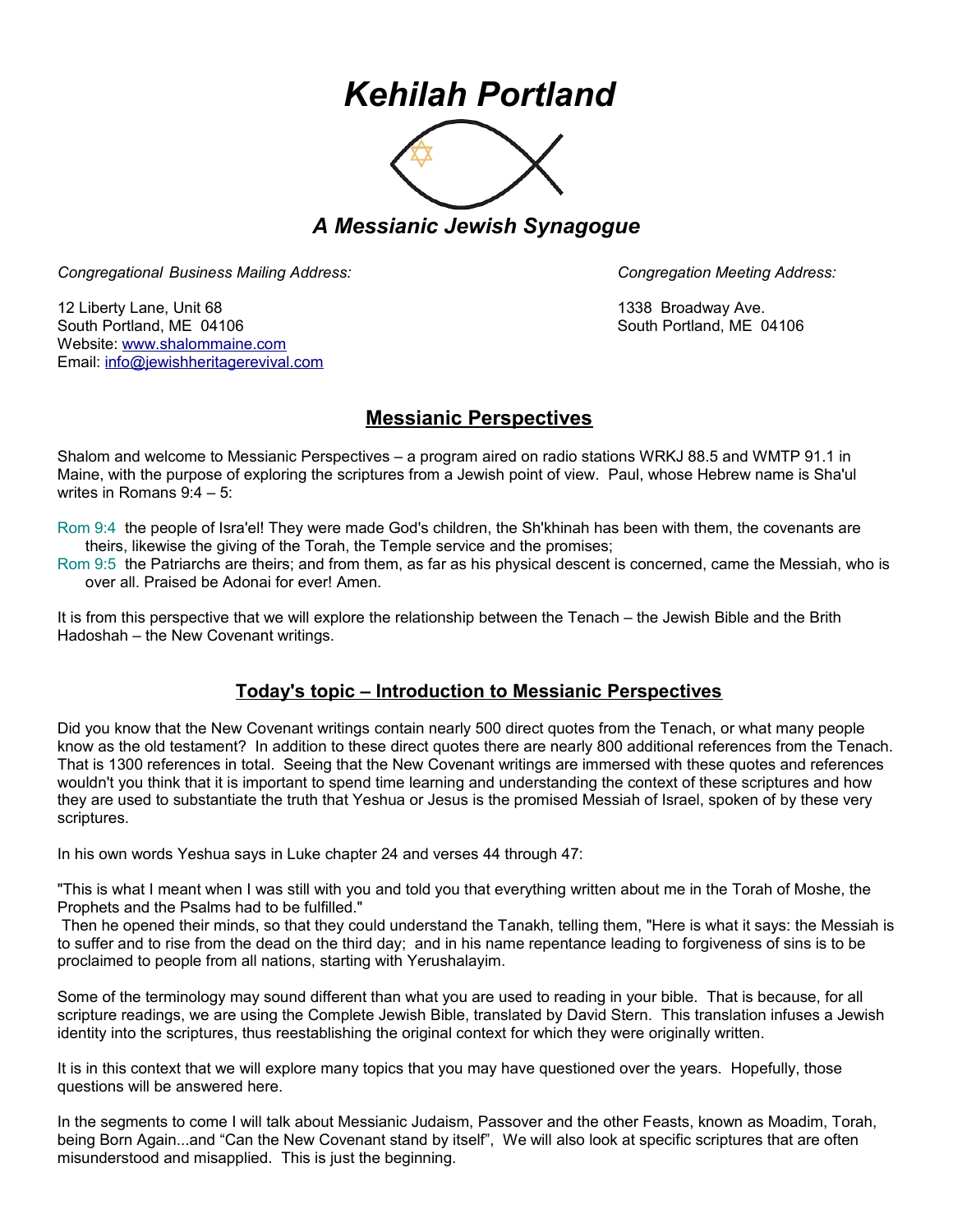# *Kehilah Portland*

### *A Messianic Jewish Synagogue*

*Congregational Business Mailing Address:*

12 Liberty Lane, Unit 68
South Portland, ME 04106
Website: www.shalommaine.com
Email: info@jewishheritagerevival.com

*Congregation Meeting Address:*

1338 Broadway Ave.
South Portland, ME 04106

## Messianic Perspectives

Shalom and welcome to Messianic Perspectives – a program aired on radio stations WRKJ 88.5 and WMTP 91.1 in Maine, with the purpose of exploring the scriptures from a Jewish point of view. Paul, whose Hebrew name is Sha'ul writes in Romans 9:4 – 5:

Rom 9:4 the people of Isra'el! They were made God's children, the Sh'khinah has been with them, the covenants are theirs, likewise the giving of the Torah, the Temple service and the promises;
Rom 9:5 the Patriarchs are theirs; and from them, as far as his physical descent is concerned, came the Messiah, who is over all. Praised be Adonai for ever! Amen.

It is from this perspective that we will explore the relationship between the Tenach – the Jewish Bible and the Brith Hadoshah – the New Covenant writings.

## Today's topic – Introduction to Messianic Perspectives

Did you know that the New Covenant writings contain nearly 500 direct quotes from the Tenach, or what many people know as the old testament? In addition to these direct quotes there are nearly 800 additional references from the Tenach. That is 1300 references in total. Seeing that the New Covenant writings are immersed with these quotes and references wouldn't you think that it is important to spend time learning and understanding the context of these scriptures and how they are used to substantiate the truth that Yeshua or Jesus is the promised Messiah of Israel, spoken of by these very scriptures.

In his own words Yeshua says in Luke chapter 24 and verses 44 through 47:

"This is what I meant when I was still with you and told you that everything written about me in the Torah of Moshe, the Prophets and the Psalms had to be fulfilled."
Then he opened their minds, so that they could understand the Tanakh, telling them, "Here is what it says: the Messiah is to suffer and to rise from the dead on the third day; and in his name repentance leading to forgiveness of sins is to be proclaimed to people from all nations, starting with Yerushalayim.

Some of the terminology may sound different than what you are used to reading in your bible. That is because, for all scripture readings, we are using the Complete Jewish Bible, translated by David Stern. This translation infuses a Jewish identity into the scriptures, thus reestablishing the original context for which they were originally written.

It is in this context that we will explore many topics that you may have questioned over the years. Hopefully, those questions will be answered here.

In the segments to come I will talk about Messianic Judaism, Passover and the other Feasts, known as Moadim, Torah, being Born Again...and "Can the New Covenant stand by itself", We will also look at specific scriptures that are often misunderstood and misapplied. This is just the beginning.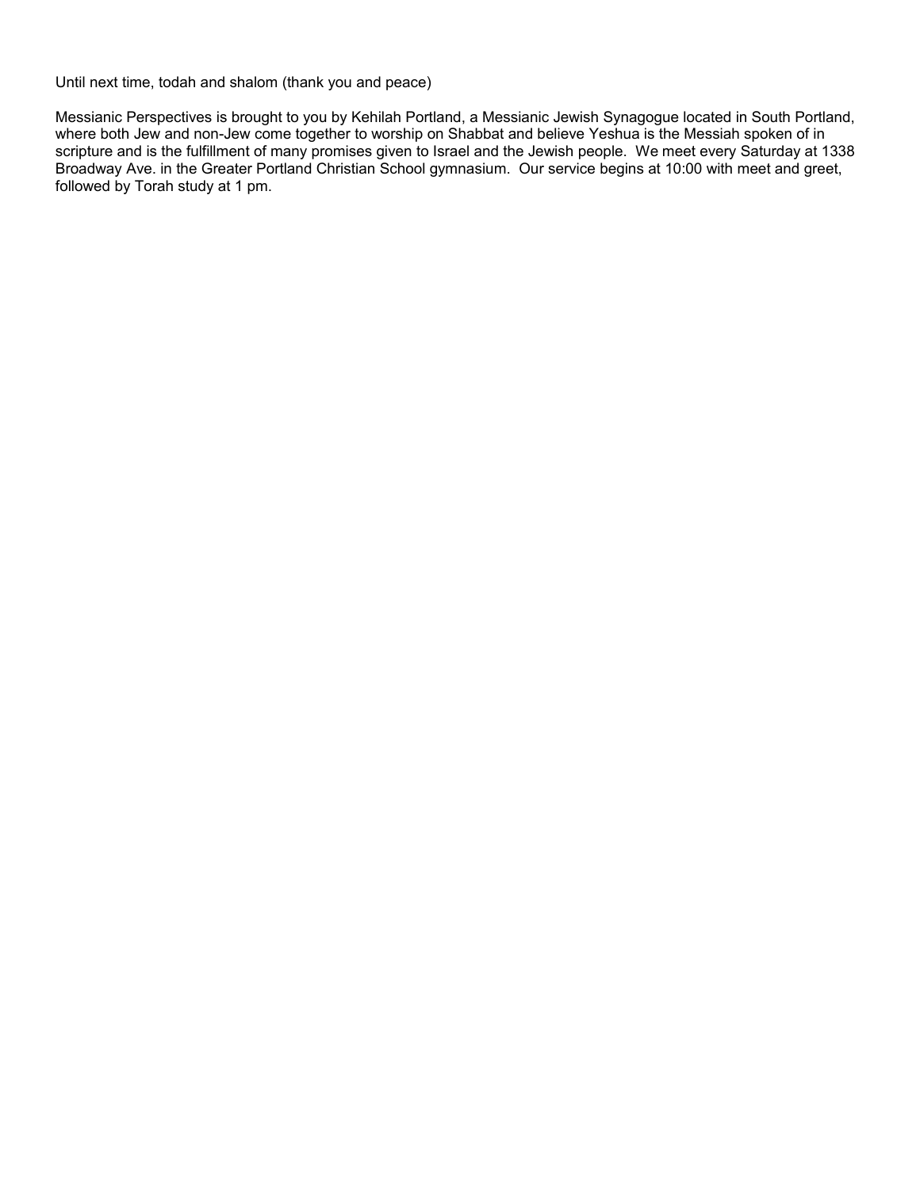Until next time, todah and shalom (thank you and peace)

Messianic Perspectives is brought to you by Kehilah Portland, a Messianic Jewish Synagogue located in South Portland, where both Jew and non-Jew come together to worship on Shabbat and believe Yeshua is the Messiah spoken of in scripture and is the fulfillment of many promises given to Israel and the Jewish people. We meet every Saturday at 1338 Broadway Ave. in the Greater Portland Christian School gymnasium. Our service begins at 10:00 with meet and greet, followed by Torah study at 1 pm.